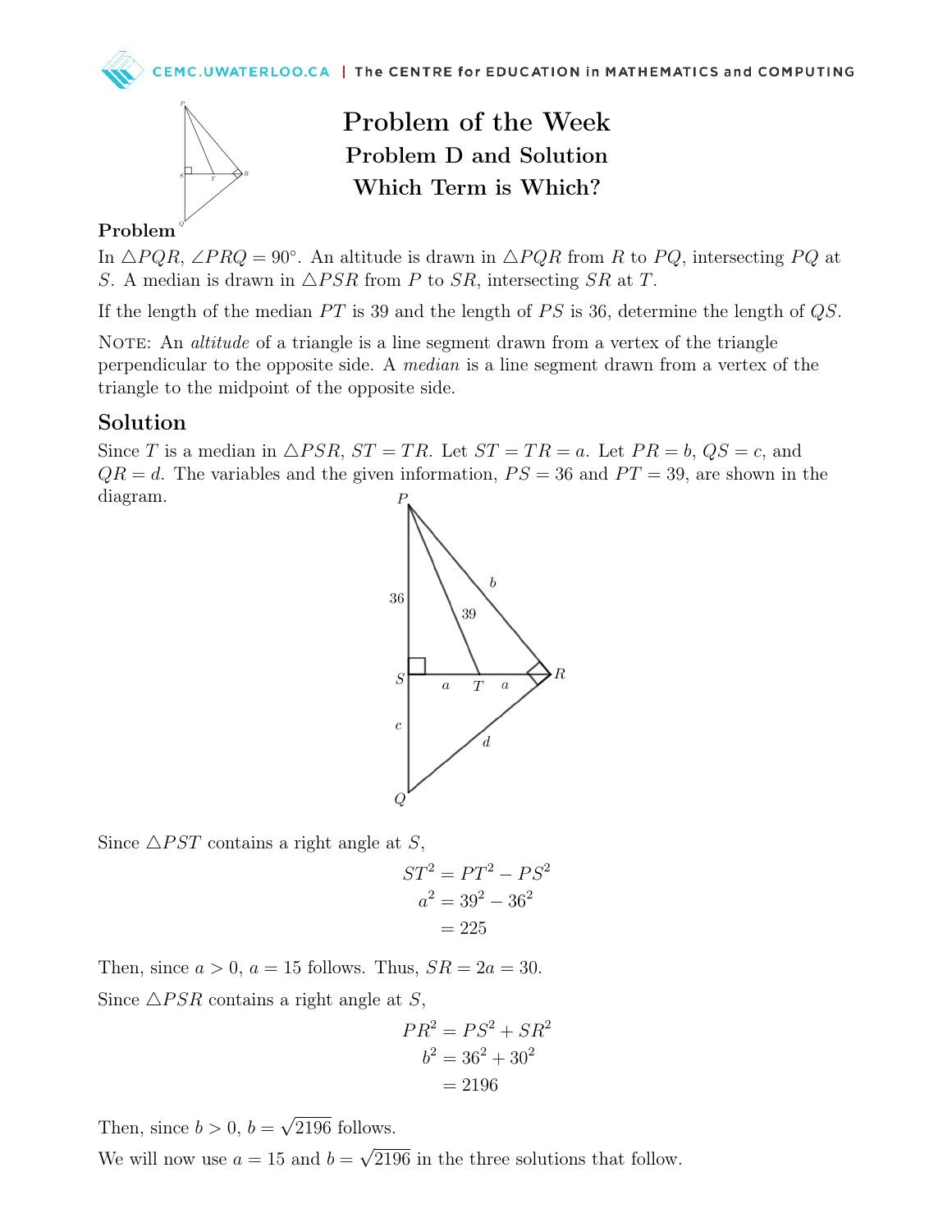# Problem of the Week

## Problem D and Solution

## Which Term is Which?

### Problem

In $\triangle PQR$, $\angle PRQ = 90^\circ$. An altitude is drawn in $\triangle PQR$ from $R$ to $PQ$, intersecting $PQ$ at $S$. A median is drawn in $\triangle PSR$ from $P$ to $SR$, intersecting $SR$ at $T$.

If the length of the median $PT$ is 39 and the length of $PS$ is 36, determine the length of $QS$.

NOTE: An *altitude* of a triangle is a line segment drawn from a vertex of the triangle perpendicular to the opposite side. A *median* is a line segment drawn from a vertex of the triangle to the midpoint of the opposite side.

## Solution

Since $T$ is a median in $\triangle PSR$, $ST = TR$. Let $ST = TR = a$. Let $PR = b$, $QS = c$, and $QR = d$. The variables and the given information, $PS = 36$ and $PT = 39$, are shown in the diagram.

Since $\triangle PST$ contains a right angle at $S$,

$$ST^2 = PT^2 - PS^2$$
$$a^2 = 39^2 - 36^2$$
$$= 225$$

Then, since $a > 0$, $a = 15$ follows. Thus, $SR = 2a = 30$.

Since $\triangle PSR$ contains a right angle at $S$,

$$PR^2 = PS^2 + SR^2$$
$$b^2 = 36^2 + 30^2$$
$$= 2196$$

Then, since $b > 0$, $b = \sqrt{2196}$ follows.

We will now use $a = 15$ and $b = \sqrt{2196}$ in the three solutions that follow.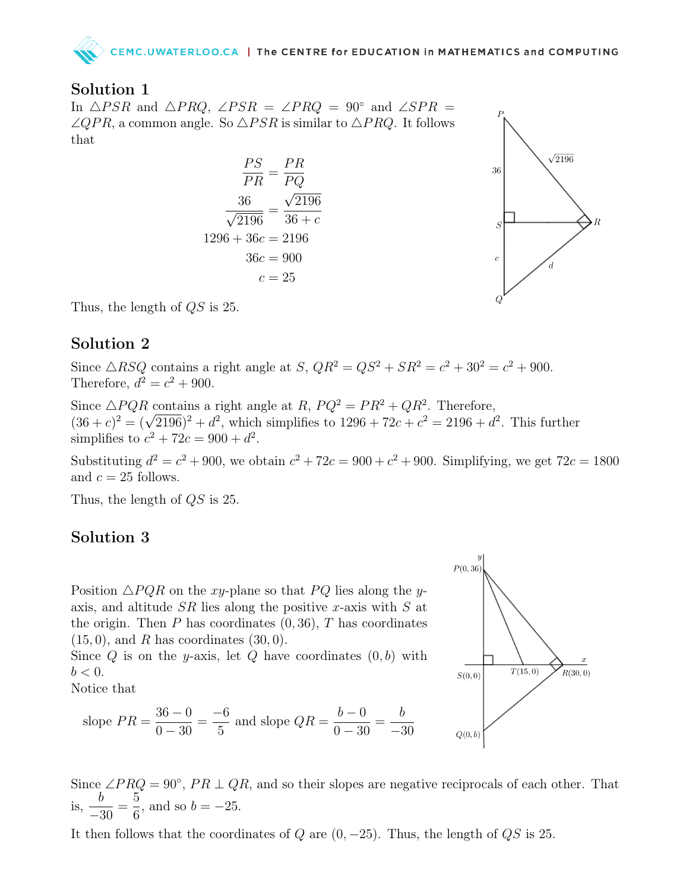## Solution 1

In $\triangle PSR$ and $\triangle PRQ$, $\angle PSR = \angle PRQ = 90^\circ$ and $\angle SPR = \angle QPR$, a common angle. So $\triangle PSR$ is similar to $\triangle PRQ$. It follows that

$$\frac{PS}{PR} = \frac{PR}{PQ}$$

$$\frac{36}{\sqrt{2196}} = \frac{\sqrt{2196}}{36 + c}$$

$$1296 + 36c = 2196$$

$$36c = 900$$

$$c = 25$$

Thus, the length of $QS$ is 25.

P

36

$\sqrt{2196}$

S

R

c

d

Q

## Solution 2

Since $\triangle RSQ$ contains a right angle at $S$, $QR^2 = QS^2 + SR^2 = c^2 + 30^2 = c^2 + 900$. Therefore, $d^2 = c^2 + 900$.

Since $\triangle PQR$ contains a right angle at $R$, $PQ^2 = PR^2 + QR^2$. Therefore, $(36 + c)^2 = (\sqrt{2196})^2 + d^2$, which simplifies to $1296 + 72c + c^2 = 2196 + d^2$. This further simplifies to $c^2 + 72c = 900 + d^2$.

Substituting $d^2 = c^2 + 900$, we obtain $c^2 + 72c = 900 + c^2 + 900$. Simplifying, we get $72c = 1800$ and $c = 25$ follows.

Thus, the length of $QS$ is 25.

## Solution 3

Position $\triangle PQR$ on the $xy$-plane so that $PQ$ lies along the $y$-axis, and altitude $SR$ lies along the positive $x$-axis with $S$ at the origin. Then $P$ has coordinates $(0, 36)$, $T$ has coordinates $(15, 0)$, and $R$ has coordinates $(30, 0)$.

Since $Q$ is on the $y$-axis, let $Q$ have coordinates $(0, b)$ with $b < 0$.

Notice that

$$\text{slope } PR = \frac{36 - 0}{0 - 30} = \frac{-6}{5} \text{ and slope } QR = \frac{b - 0}{0 - 30} = \frac{b}{-30}$$

y

$P(0, 36)$

x

$S(0, 0)$

$T(15, 0)$

$R(30, 0)$

$Q(0, b)$

Since $\angle PRQ = 90^\circ$, $PR \perp QR$, and so their slopes are negative reciprocals of each other. That is, $\dfrac{b}{-30} = \dfrac{5}{6}$, and so $b = -25$.

It then follows that the coordinates of $Q$ are $(0, -25)$. Thus, the length of $QS$ is 25.